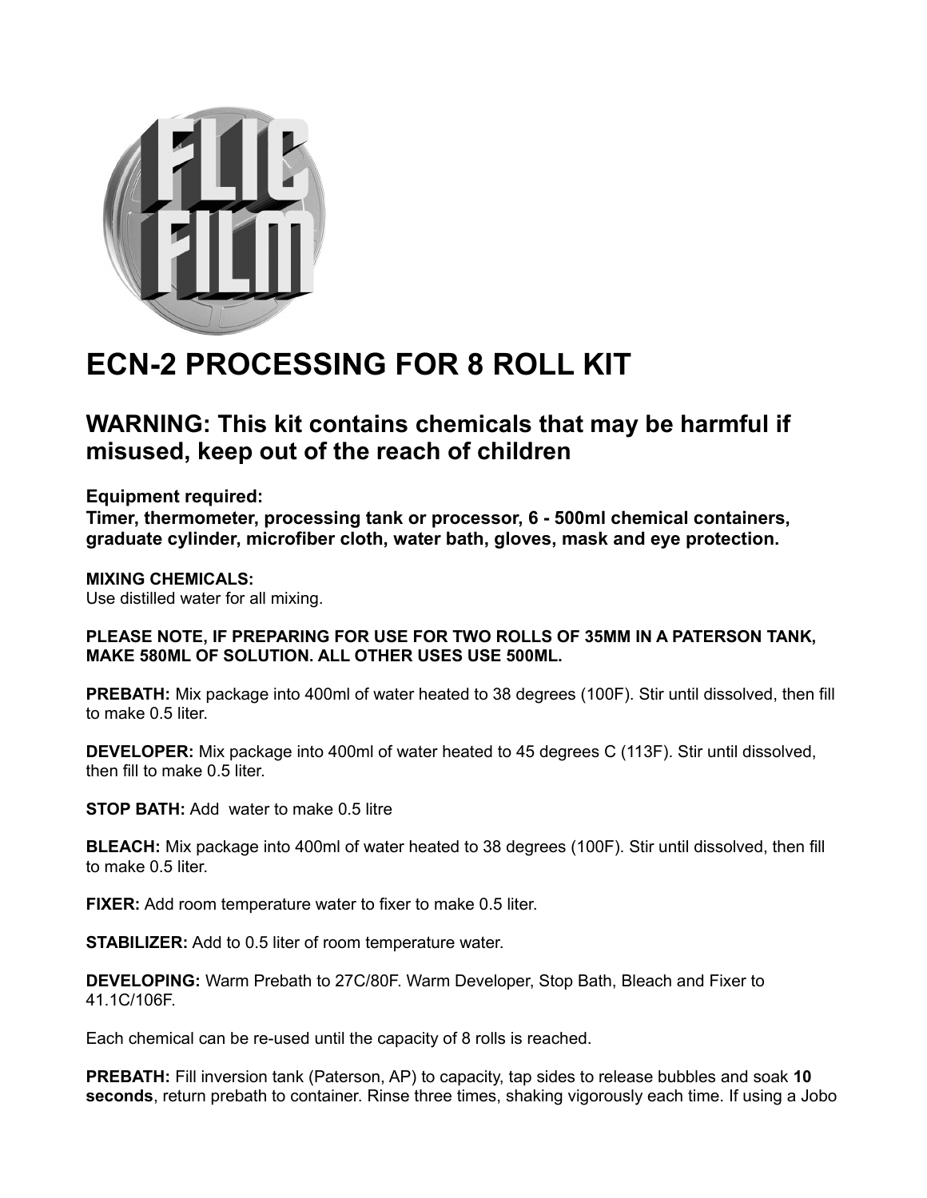# ECN-2 PROCESSING FOR 8 ROLL KIT

## WARNING: This kit contains chemicals that may be harmful if misused, keep out of the reach of children

**Equipment required:**
**Timer, thermometer, processing tank or processor, 6 - 500ml chemical containers, graduate cylinder, microfiber cloth, water bath, gloves, mask and eye protection.**

**MIXING CHEMICALS:**
Use distilled water for all mixing.

**PLEASE NOTE, IF PREPARING FOR USE FOR TWO ROLLS OF 35MM IN A PATERSON TANK, MAKE 580ML OF SOLUTION. ALL OTHER USES USE 500ML.**

**PREBATH:** Mix package into 400ml of water heated to 38 degrees (100F). Stir until dissolved, then fill to make 0.5 liter.

**DEVELOPER:** Mix package into 400ml of water heated to 45 degrees C (113F). Stir until dissolved, then fill to make 0.5 liter.

**STOP BATH:** Add water to make 0.5 litre

**BLEACH:** Mix package into 400ml of water heated to 38 degrees (100F). Stir until dissolved, then fill to make 0.5 liter.

**FIXER:** Add room temperature water to fixer to make 0.5 liter.

**STABILIZER:** Add to 0.5 liter of room temperature water.

**DEVELOPING:** Warm Prebath to 27C/80F. Warm Developer, Stop Bath, Bleach and Fixer to 41.1C/106F.

Each chemical can be re-used until the capacity of 8 rolls is reached.

**PREBATH:** Fill inversion tank (Paterson, AP) to capacity, tap sides to release bubbles and soak **10 seconds**, return prebath to container. Rinse three times, shaking vigorously each time. If using a Jobo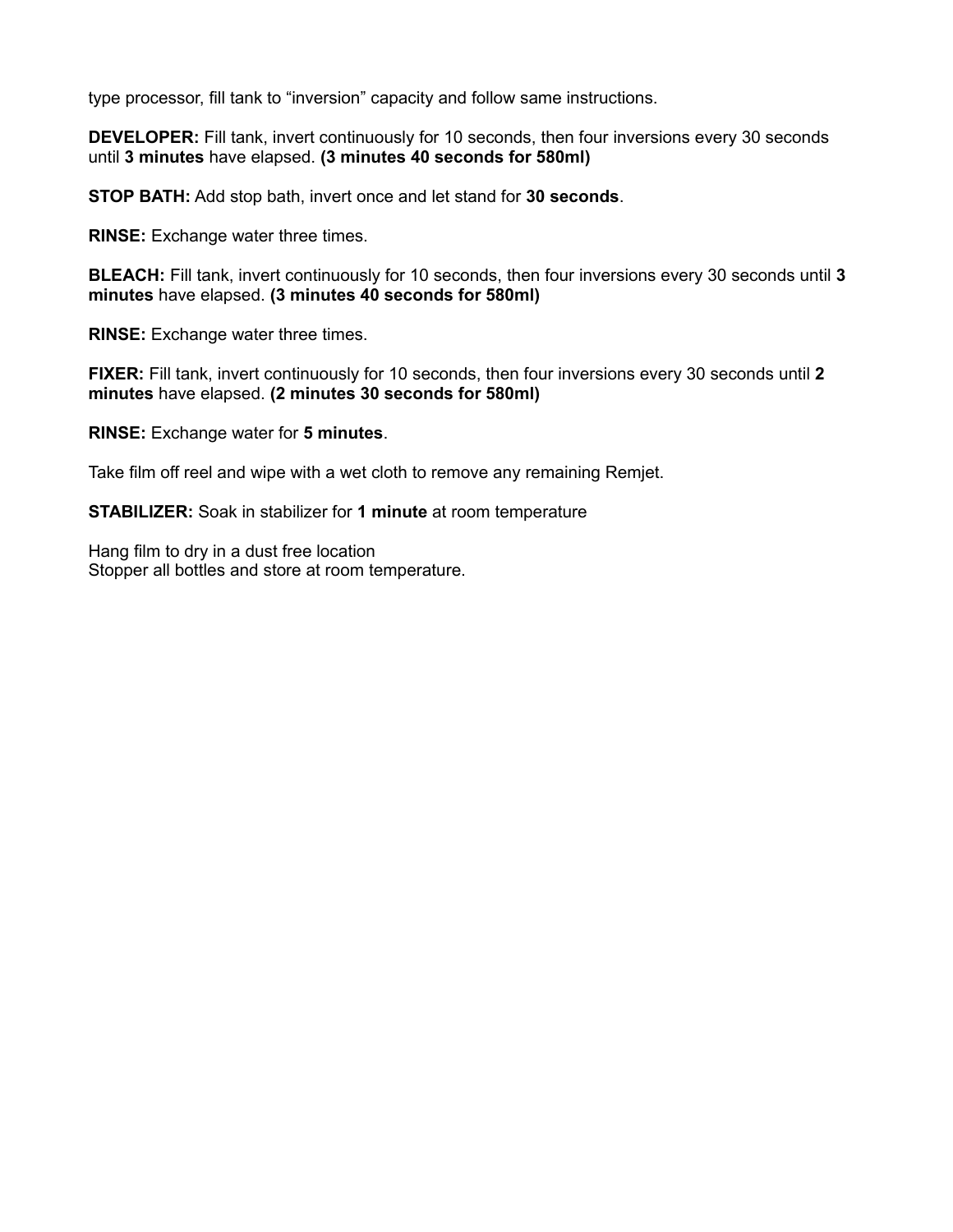type processor, fill tank to “inversion” capacity and follow same instructions.

**DEVELOPER:** Fill tank, invert continuously for 10 seconds, then four inversions every 30 seconds until **3 minutes** have elapsed. **(3 minutes 40 seconds for 580ml)**

**STOP BATH:** Add stop bath, invert once and let stand for **30 seconds**.

**RINSE:** Exchange water three times.

**BLEACH:** Fill tank, invert continuously for 10 seconds, then four inversions every 30 seconds until **3 minutes** have elapsed. **(3 minutes 40 seconds for 580ml)**

**RINSE:** Exchange water three times.

**FIXER:** Fill tank, invert continuously for 10 seconds, then four inversions every 30 seconds until **2 minutes** have elapsed. **(2 minutes 30 seconds for 580ml)**

**RINSE:** Exchange water for **5 minutes**.

Take film off reel and wipe with a wet cloth to remove any remaining Remjet.

**STABILIZER:** Soak in stabilizer for **1 minute** at room temperature

Hang film to dry in a dust free location
Stopper all bottles and store at room temperature.